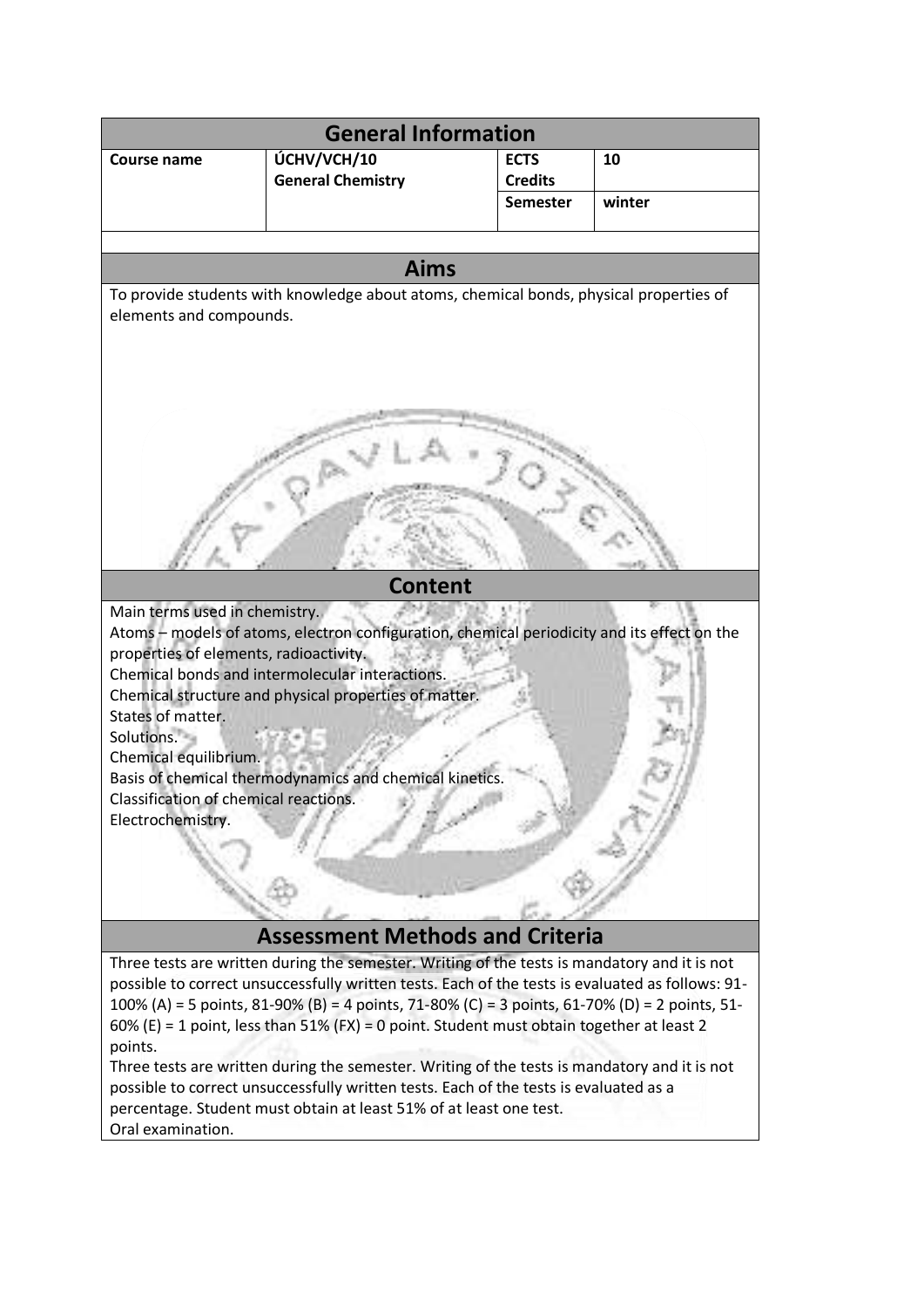## General Information

| Course name | ÚCHV/VCH/10 General Chemistry | ECTS Credits | 10 |
|---|---|---|---|
| | | Semester | winter |

## Aims

To provide students with knowledge about atoms, chemical bonds, physical properties of elements and compounds.

## Content

Main terms used in chemistry.
Atoms – models of atoms, electron configuration, chemical periodicity and its effect on the properties of elements, radioactivity.
Chemical bonds and intermolecular interactions.
Chemical structure and physical properties of matter.
States of matter.
Solutions.
Chemical equilibrium.
Basis of chemical thermodynamics and chemical kinetics.
Classification of chemical reactions.
Electrochemistry.

## Assessment Methods and Criteria

Three tests are written during the semester. Writing of the tests is mandatory and it is not possible to correct unsuccessfully written tests. Each of the tests is evaluated as follows: 91-100% (A) = 5 points, 81-90% (B) = 4 points, 71-80% (C) = 3 points, 61-70% (D) = 2 points, 51-60% (E) = 1 point, less than 51% (FX) = 0 point. Student must obtain together at least 2 points.
Three tests are written during the semester. Writing of the tests is mandatory and it is not possible to correct unsuccessfully written tests. Each of the tests is evaluated as a percentage. Student must obtain at least 51% of at least one test.
Oral examination.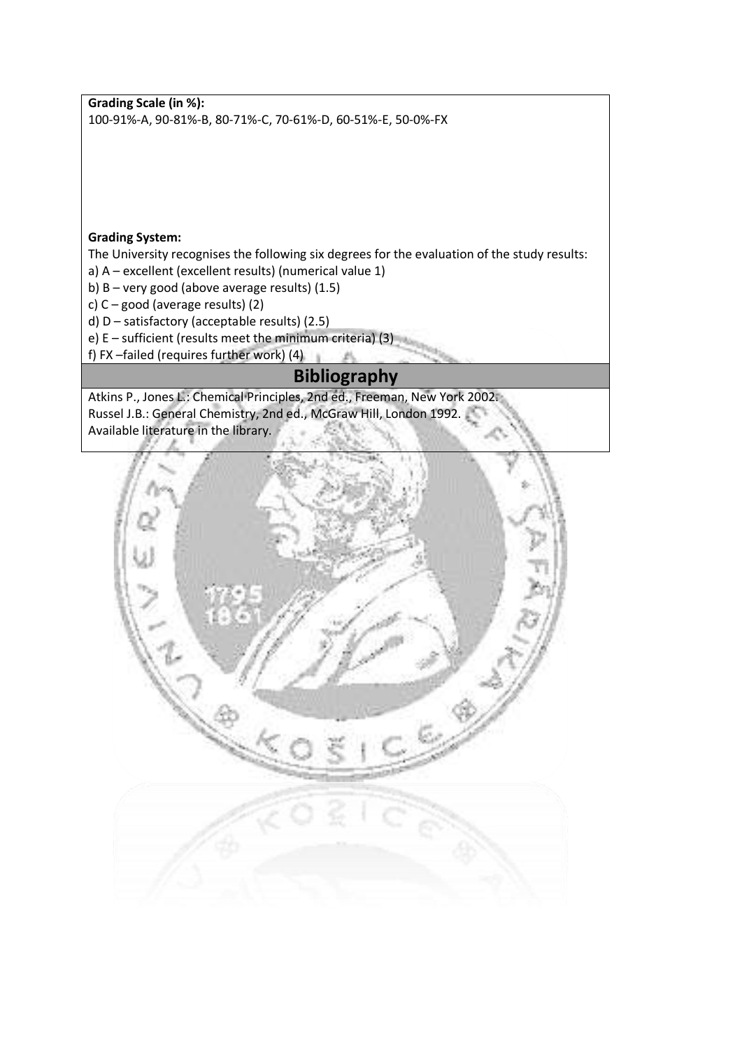**Grading Scale (in %):**
100-91%-A, 90-81%-B, 80-71%-C, 70-61%-D, 60-51%-E, 50-0%-FX

**Grading System:**
The University recognises the following six degrees for the evaluation of the study results:
a) A – excellent (excellent results) (numerical value 1)
b) B – very good (above average results) (1.5)
c) C – good (average results) (2)
d) D – satisfactory (acceptable results) (2.5)
e) E – sufficient (results meet the minimum criteria) (3)
f) FX –failed (requires further work) (4)

## Bibliography

Atkins P., Jones L.: Chemical Principles, 2nd ed., Freeman, New York 2002.
Russel J.B.: General Chemistry, 2nd ed., McGraw Hill, London 1992.
Available literature in the library.